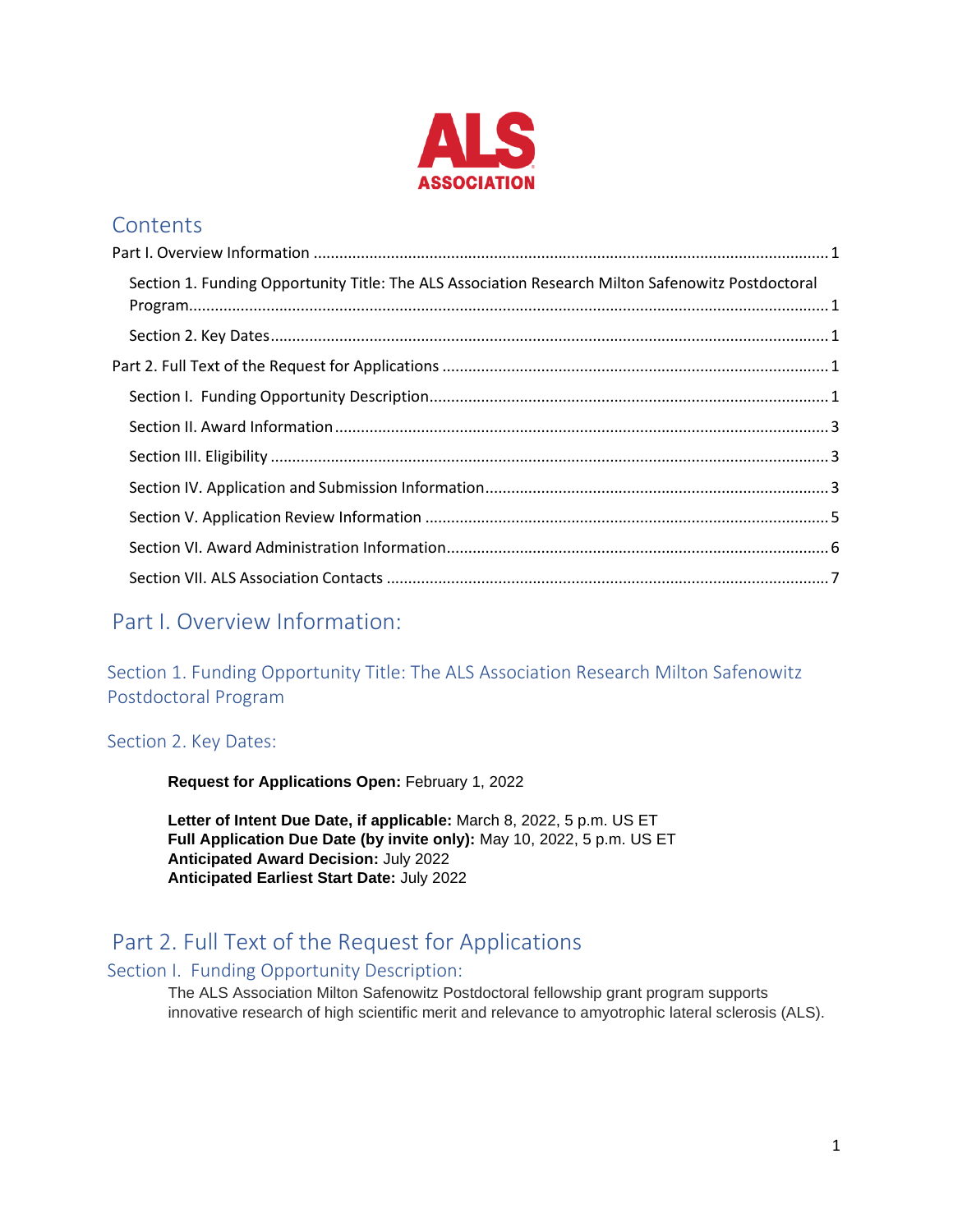ALS ASSOCIATION

## Contents

Part I. Overview Information .......... 1

- Section 1. Funding Opportunity Title: The ALS Association Research Milton Safenowitz Postdoctoral Program .......... 1
- Section 2. Key Dates .......... 1

Part 2. Full Text of the Request for Applications .......... 1

- Section I. Funding Opportunity Description .......... 1
- Section II. Award Information .......... 3
- Section III. Eligibility .......... 3
- Section IV. Application and Submission Information .......... 3
- Section V. Application Review Information .......... 5
- Section VI. Award Administration Information .......... 6
- Section VII. ALS Association Contacts .......... 7

# Part I. Overview Information:

## Section 1. Funding Opportunity Title: The ALS Association Research Milton Safenowitz Postdoctoral Program

## Section 2. Key Dates:

**Request for Applications Open:** February 1, 2022

**Letter of Intent Due Date, if applicable:** March 8, 2022, 5 p.m. US ET
**Full Application Due Date (by invite only):** May 10, 2022, 5 p.m. US ET
**Anticipated Award Decision:** July 2022
**Anticipated Earliest Start Date:** July 2022

# Part 2. Full Text of the Request for Applications

## Section I. Funding Opportunity Description:

The ALS Association Milton Safenowitz Postdoctoral fellowship grant program supports innovative research of high scientific merit and relevance to amyotrophic lateral sclerosis (ALS).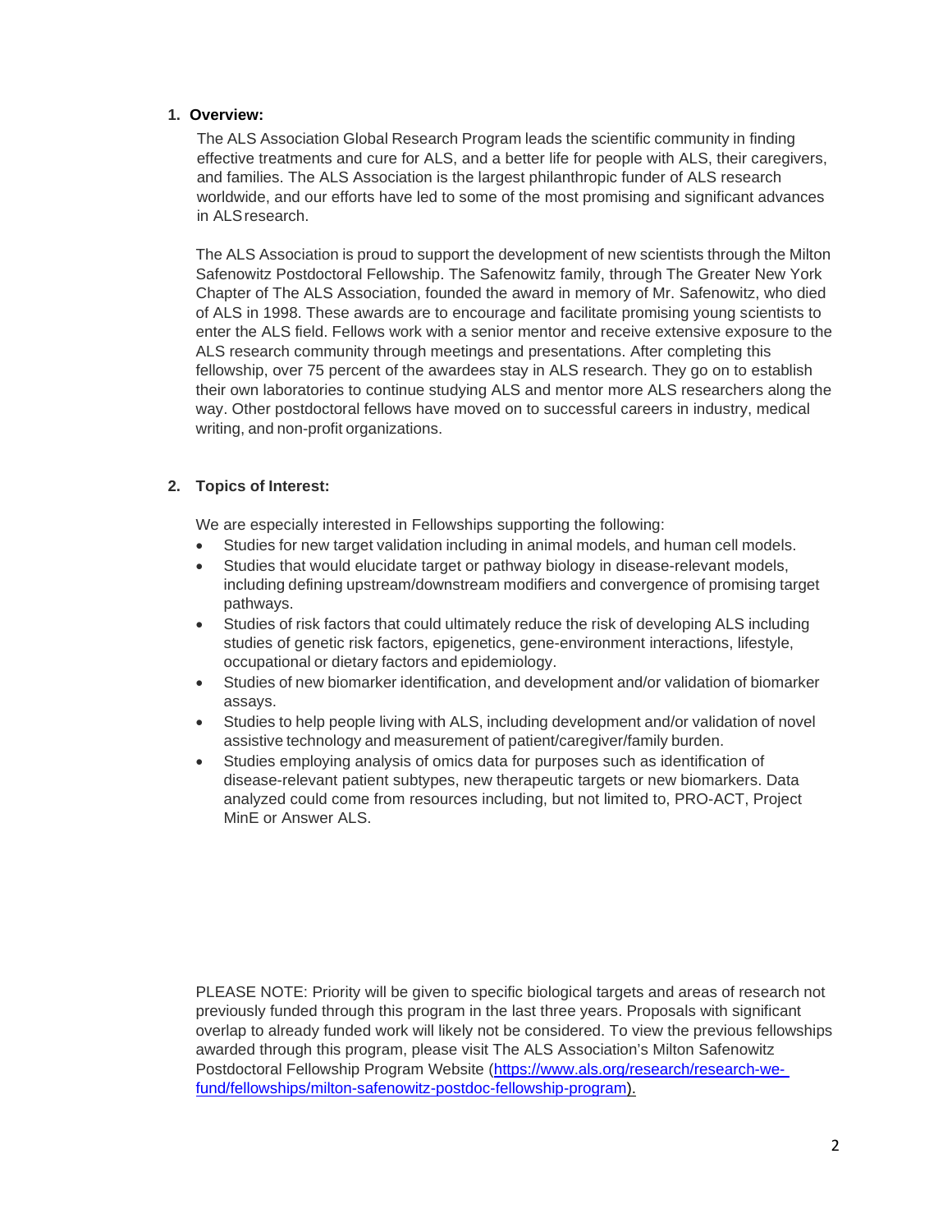## 1. Overview:

The ALS Association Global Research Program leads the scientific community in finding effective treatments and cure for ALS, and a better life for people with ALS, their caregivers, and families. The ALS Association is the largest philanthropic funder of ALS research worldwide, and our efforts have led to some of the most promising and significant advances in ALS research.

The ALS Association is proud to support the development of new scientists through the Milton Safenowitz Postdoctoral Fellowship. The Safenowitz family, through The Greater New York Chapter of The ALS Association, founded the award in memory of Mr. Safenowitz, who died of ALS in 1998. These awards are to encourage and facilitate promising young scientists to enter the ALS field. Fellows work with a senior mentor and receive extensive exposure to the ALS research community through meetings and presentations. After completing this fellowship, over 75 percent of the awardees stay in ALS research. They go on to establish their own laboratories to continue studying ALS and mentor more ALS researchers along the way. Other postdoctoral fellows have moved on to successful careers in industry, medical writing, and non-profit organizations.

## 2. Topics of Interest:

We are especially interested in Fellowships supporting the following:

- Studies for new target validation including in animal models, and human cell models.
- Studies that would elucidate target or pathway biology in disease-relevant models, including defining upstream/downstream modifiers and convergence of promising target pathways.
- Studies of risk factors that could ultimately reduce the risk of developing ALS including studies of genetic risk factors, epigenetics, gene-environment interactions, lifestyle, occupational or dietary factors and epidemiology.
- Studies of new biomarker identification, and development and/or validation of biomarker assays.
- Studies to help people living with ALS, including development and/or validation of novel assistive technology and measurement of patient/caregiver/family burden.
- Studies employing analysis of omics data for purposes such as identification of disease-relevant patient subtypes, new therapeutic targets or new biomarkers. Data analyzed could come from resources including, but not limited to, PRO-ACT, Project MinE or Answer ALS.

PLEASE NOTE: Priority will be given to specific biological targets and areas of research not previously funded through this program in the last three years. Proposals with significant overlap to already funded work will likely not be considered. To view the previous fellowships awarded through this program, please visit The ALS Association's Milton Safenowitz Postdoctoral Fellowship Program Website ([https://www.als.org/research/research-we-fund/fellowships/milton-safenowitz-postdoc-fellowship-program](https://www.als.org/research/research-we-fund/fellowships/milton-safenowitz-postdoc-fellowship-program)).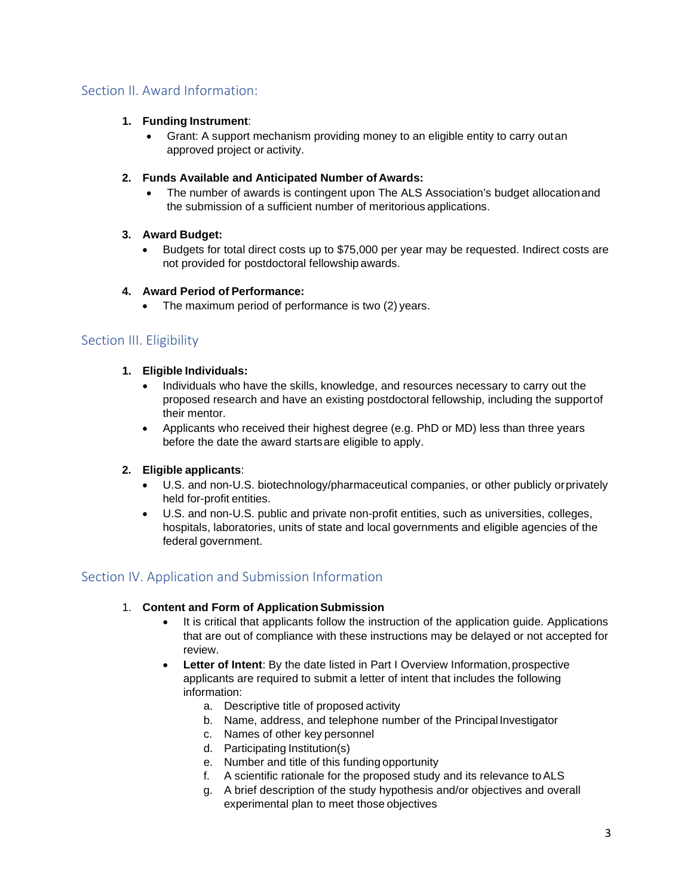## Section II. Award Information:

1. **Funding Instrument**:
   - Grant: A support mechanism providing money to an eligible entity to carry out an approved project or activity.

2. **Funds Available and Anticipated Number of Awards:**
   - The number of awards is contingent upon The ALS Association's budget allocation and the submission of a sufficient number of meritorious applications.

3. **Award Budget:**
   - Budgets for total direct costs up to $75,000 per year may be requested. Indirect costs are not provided for postdoctoral fellowship awards.

4. **Award Period of Performance:**
   - The maximum period of performance is two (2) years.

## Section III. Eligibility

1. **Eligible Individuals:**
   - Individuals who have the skills, knowledge, and resources necessary to carry out the proposed research and have an existing postdoctoral fellowship, including the support of their mentor.
   - Applicants who received their highest degree (e.g. PhD or MD) less than three years before the date the award starts are eligible to apply.

2. **Eligible applicants**:
   - U.S. and non-U.S. biotechnology/pharmaceutical companies, or other publicly or privately held for-profit entities.
   - U.S. and non-U.S. public and private non-profit entities, such as universities, colleges, hospitals, laboratories, units of state and local governments and eligible agencies of the federal government.

## Section IV. Application and Submission Information

1. **Content and Form of Application Submission**
   - It is critical that applicants follow the instruction of the application guide. Applications that are out of compliance with these instructions may be delayed or not accepted for review.
   - **Letter of Intent**: By the date listed in Part I Overview Information, prospective applicants are required to submit a letter of intent that includes the following information:
     a. Descriptive title of proposed activity
     b. Name, address, and telephone number of the Principal Investigator
     c. Names of other key personnel
     d. Participating Institution(s)
     e. Number and title of this funding opportunity
     f. A scientific rationale for the proposed study and its relevance to ALS
     g. A brief description of the study hypothesis and/or objectives and overall experimental plan to meet those objectives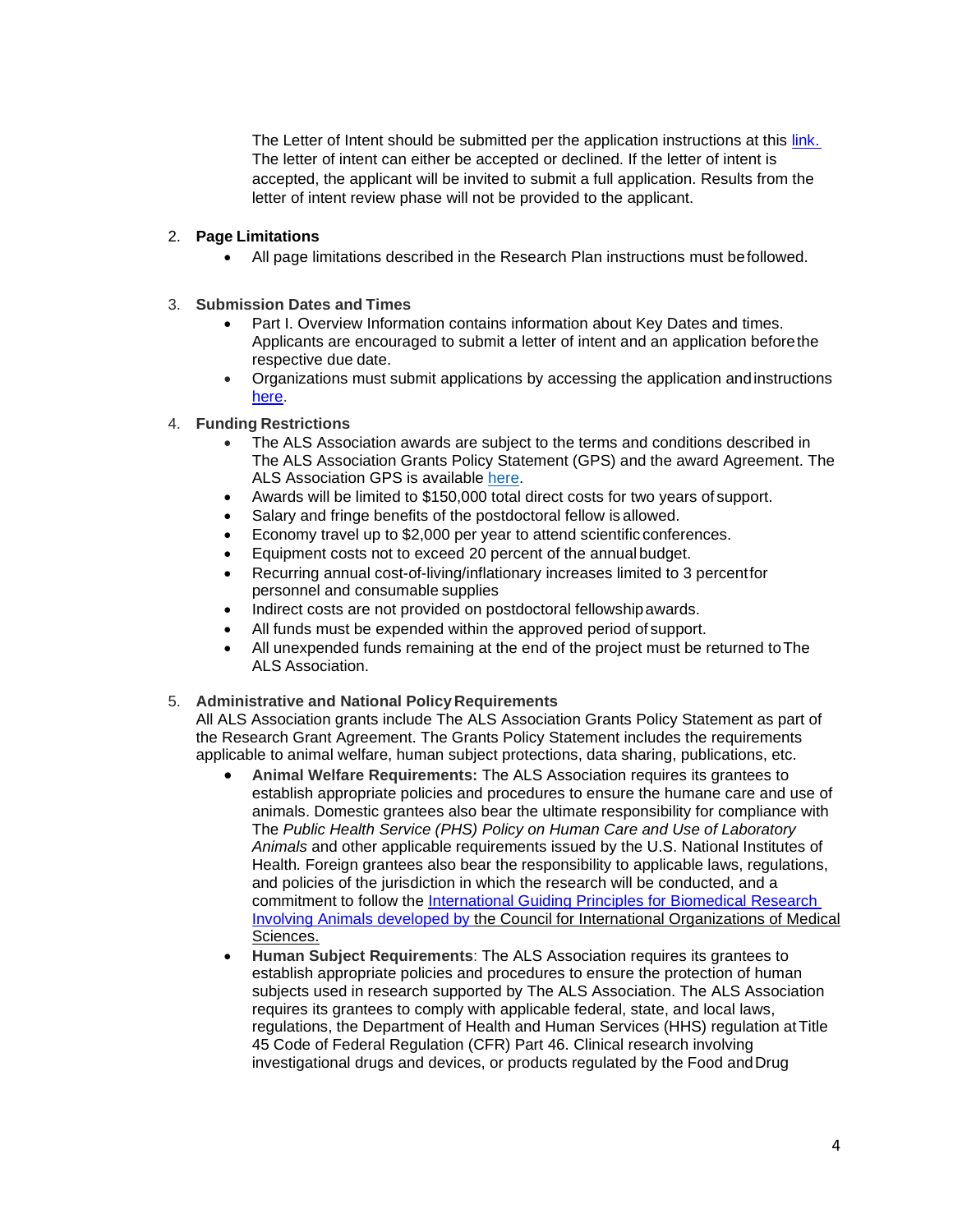The Letter of Intent should be submitted per the application instructions at this [link.](#) The letter of intent can either be accepted or declined. If the letter of intent is accepted, the applicant will be invited to submit a full application. Results from the letter of intent review phase will not be provided to the applicant.

2. **Page Limitations**
   - All page limitations described in the Research Plan instructions must be followed.

3. **Submission Dates and Times**
   - Part I. Overview Information contains information about Key Dates and times. Applicants are encouraged to submit a letter of intent and an application before the respective due date.
   - Organizations must submit applications by accessing the application and instructions [here](#).

4. **Funding Restrictions**
   - The ALS Association awards are subject to the terms and conditions described in The ALS Association Grants Policy Statement (GPS) and the award Agreement. The ALS Association GPS is available [here](#).
   - Awards will be limited to $150,000 total direct costs for two years of support.
   - Salary and fringe benefits of the postdoctoral fellow is allowed.
   - Economy travel up to $2,000 per year to attend scientific conferences.
   - Equipment costs not to exceed 20 percent of the annual budget.
   - Recurring annual cost-of-living/inflationary increases limited to 3 percent for personnel and consumable supplies
   - Indirect costs are not provided on postdoctoral fellowship awards.
   - All funds must be expended within the approved period of support.
   - All unexpended funds remaining at the end of the project must be returned to The ALS Association.

5. **Administrative and National Policy Requirements**
   All ALS Association grants include The ALS Association Grants Policy Statement as part of the Research Grant Agreement. The Grants Policy Statement includes the requirements applicable to animal welfare, human subject protections, data sharing, publications, etc.
   - **Animal Welfare Requirements:** The ALS Association requires its grantees to establish appropriate policies and procedures to ensure the humane care and use of animals. Domestic grantees also bear the ultimate responsibility for compliance with The *Public Health Service (PHS) Policy on Human Care and Use of Laboratory Animals* and other applicable requirements issued by the U.S. National Institutes of Health. Foreign grantees also bear the responsibility to applicable laws, regulations, and policies of the jurisdiction in which the research will be conducted, and a commitment to follow the [International Guiding Principles for Biomedical Research Involving Animals developed by the Council for International Organizations of Medical Sciences.](#)
   - **Human Subject Requirements**: The ALS Association requires its grantees to establish appropriate policies and procedures to ensure the protection of human subjects used in research supported by The ALS Association. The ALS Association requires its grantees to comply with applicable federal, state, and local laws, regulations, the Department of Health and Human Services (HHS) regulation at Title 45 Code of Federal Regulation (CFR) Part 46. Clinical research involving investigational drugs and devices, or products regulated by the Food and Drug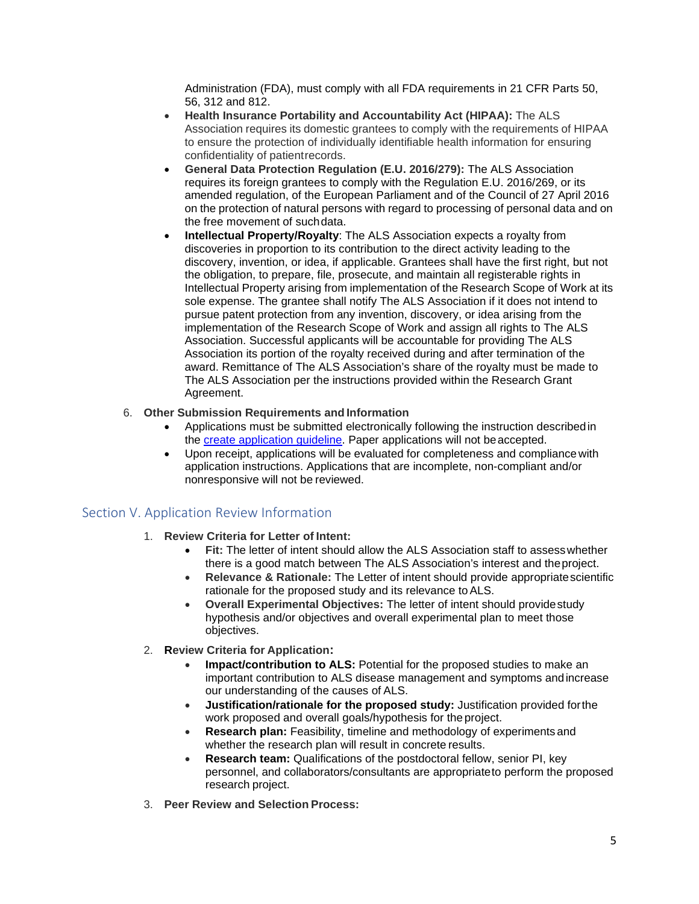Administration (FDA), must comply with all FDA requirements in 21 CFR Parts 50, 56, 312 and 812.

- **Health Insurance Portability and Accountability Act (HIPAA):** The ALS Association requires its domestic grantees to comply with the requirements of HIPAA to ensure the protection of individually identifiable health information for ensuring confidentiality of patientrecords.
- **General Data Protection Regulation (E.U. 2016/279):** The ALS Association requires its foreign grantees to comply with the Regulation E.U. 2016/269, or its amended regulation, of the European Parliament and of the Council of 27 April 2016 on the protection of natural persons with regard to processing of personal data and on the free movement of suchdata.
- **Intellectual Property/Royalty**: The ALS Association expects a royalty from discoveries in proportion to its contribution to the direct activity leading to the discovery, invention, or idea, if applicable. Grantees shall have the first right, but not the obligation, to prepare, file, prosecute, and maintain all registerable rights in Intellectual Property arising from implementation of the Research Scope of Work at its sole expense. The grantee shall notify The ALS Association if it does not intend to pursue patent protection from any invention, discovery, or idea arising from the implementation of the Research Scope of Work and assign all rights to The ALS Association. Successful applicants will be accountable for providing The ALS Association its portion of the royalty received during and after termination of the award. Remittance of The ALS Association's share of the royalty must be made to The ALS Association per the instructions provided within the Research Grant Agreement.

6. **Other Submission Requirements and Information**
   - Applications must be submitted electronically following the instruction described in the [create application guideline](). Paper applications will not be accepted.
   - Upon receipt, applications will be evaluated for completeness and compliance with application instructions. Applications that are incomplete, non-compliant and/or nonresponsive will not be reviewed.

## Section V. Application Review Information

1. **Review Criteria for Letter of Intent:**
   - **Fit:** The letter of intent should allow the ALS Association staff to assess whether there is a good match between The ALS Association's interest and the project.
   - **Relevance & Rationale:** The Letter of intent should provide appropriate scientific rationale for the proposed study and its relevance to ALS.
   - **Overall Experimental Objectives:** The letter of intent should provide study hypothesis and/or objectives and overall experimental plan to meet those objectives.
2. **Review Criteria for Application:**
   - **Impact/contribution to ALS:** Potential for the proposed studies to make an important contribution to ALS disease management and symptoms and increase our understanding of the causes of ALS.
   - **Justification/rationale for the proposed study:** Justification provided for the work proposed and overall goals/hypothesis for the project.
   - **Research plan:** Feasibility, timeline and methodology of experiments and whether the research plan will result in concrete results.
   - **Research team:** Qualifications of the postdoctoral fellow, senior PI, key personnel, and collaborators/consultants are appropriate to perform the proposed research project.
3. **Peer Review and Selection Process:**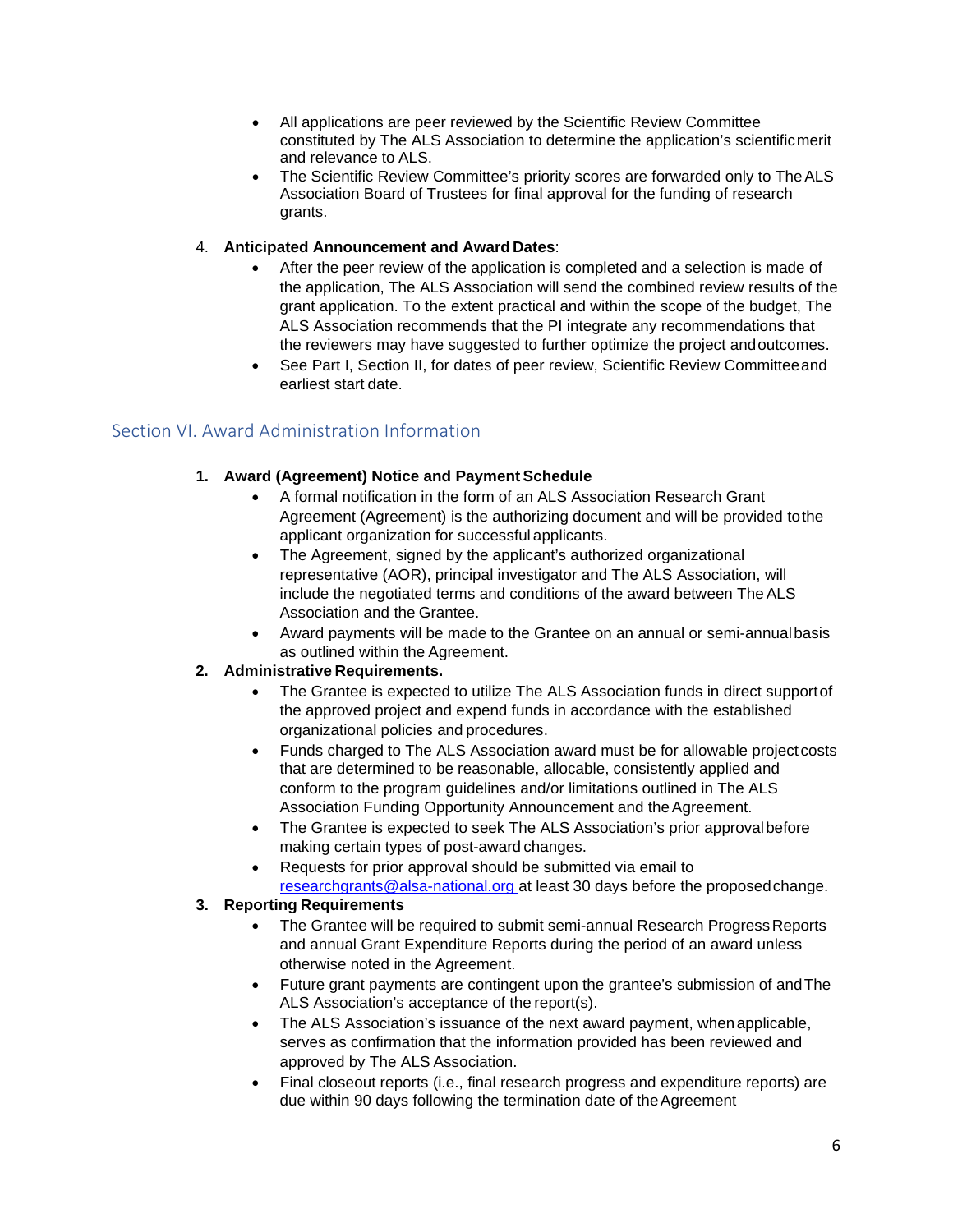- All applications are peer reviewed by the Scientific Review Committee constituted by The ALS Association to determine the application's scientific merit and relevance to ALS.
- The Scientific Review Committee's priority scores are forwarded only to The ALS Association Board of Trustees for final approval for the funding of research grants.

4. **Anticipated Announcement and Award Dates**:
   - After the peer review of the application is completed and a selection is made of the application, The ALS Association will send the combined review results of the grant application. To the extent practical and within the scope of the budget, The ALS Association recommends that the PI integrate any recommendations that the reviewers may have suggested to further optimize the project and outcomes.
   - See Part I, Section II, for dates of peer review, Scientific Review Committee and earliest start date.

## Section VI. Award Administration Information

1. **Award (Agreement) Notice and Payment Schedule**
   - A formal notification in the form of an ALS Association Research Grant Agreement (Agreement) is the authorizing document and will be provided to the applicant organization for successful applicants.
   - The Agreement, signed by the applicant's authorized organizational representative (AOR), principal investigator and The ALS Association, will include the negotiated terms and conditions of the award between The ALS Association and the Grantee.
   - Award payments will be made to the Grantee on an annual or semi-annual basis as outlined within the Agreement.
2. **Administrative Requirements.**
   - The Grantee is expected to utilize The ALS Association funds in direct support of the approved project and expend funds in accordance with the established organizational policies and procedures.
   - Funds charged to The ALS Association award must be for allowable project costs that are determined to be reasonable, allocable, consistently applied and conform to the program guidelines and/or limitations outlined in The ALS Association Funding Opportunity Announcement and the Agreement.
   - The Grantee is expected to seek The ALS Association's prior approval before making certain types of post-award changes.
   - Requests for prior approval should be submitted via email to researchgrants@alsa-national.org at least 30 days before the proposed change.
3. **Reporting Requirements**
   - The Grantee will be required to submit semi-annual Research Progress Reports and annual Grant Expenditure Reports during the period of an award unless otherwise noted in the Agreement.
   - Future grant payments are contingent upon the grantee's submission of and The ALS Association's acceptance of the report(s).
   - The ALS Association's issuance of the next award payment, when applicable, serves as confirmation that the information provided has been reviewed and approved by The ALS Association.
   - Final closeout reports (i.e., final research progress and expenditure reports) are due within 90 days following the termination date of the Agreement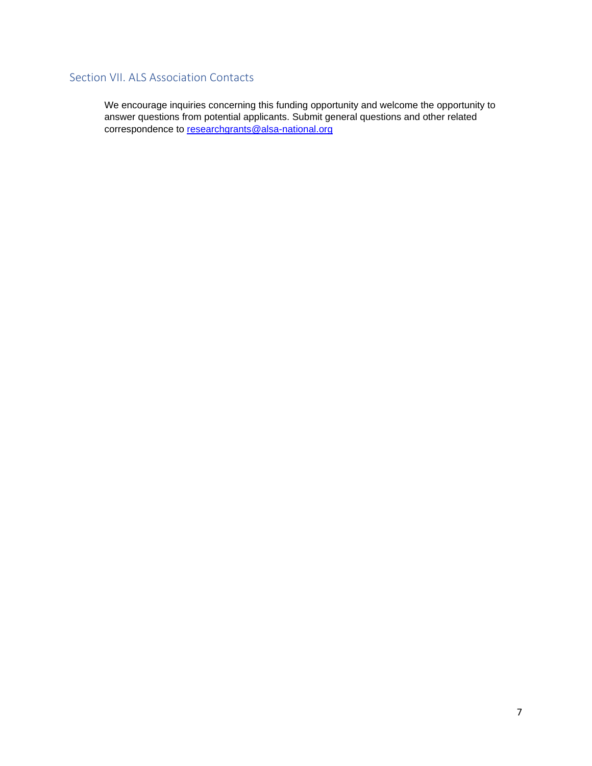## Section VII. ALS Association Contacts

We encourage inquiries concerning this funding opportunity and welcome the opportunity to answer questions from potential applicants. Submit general questions and other related correspondence to researchgrants@alsa-national.org